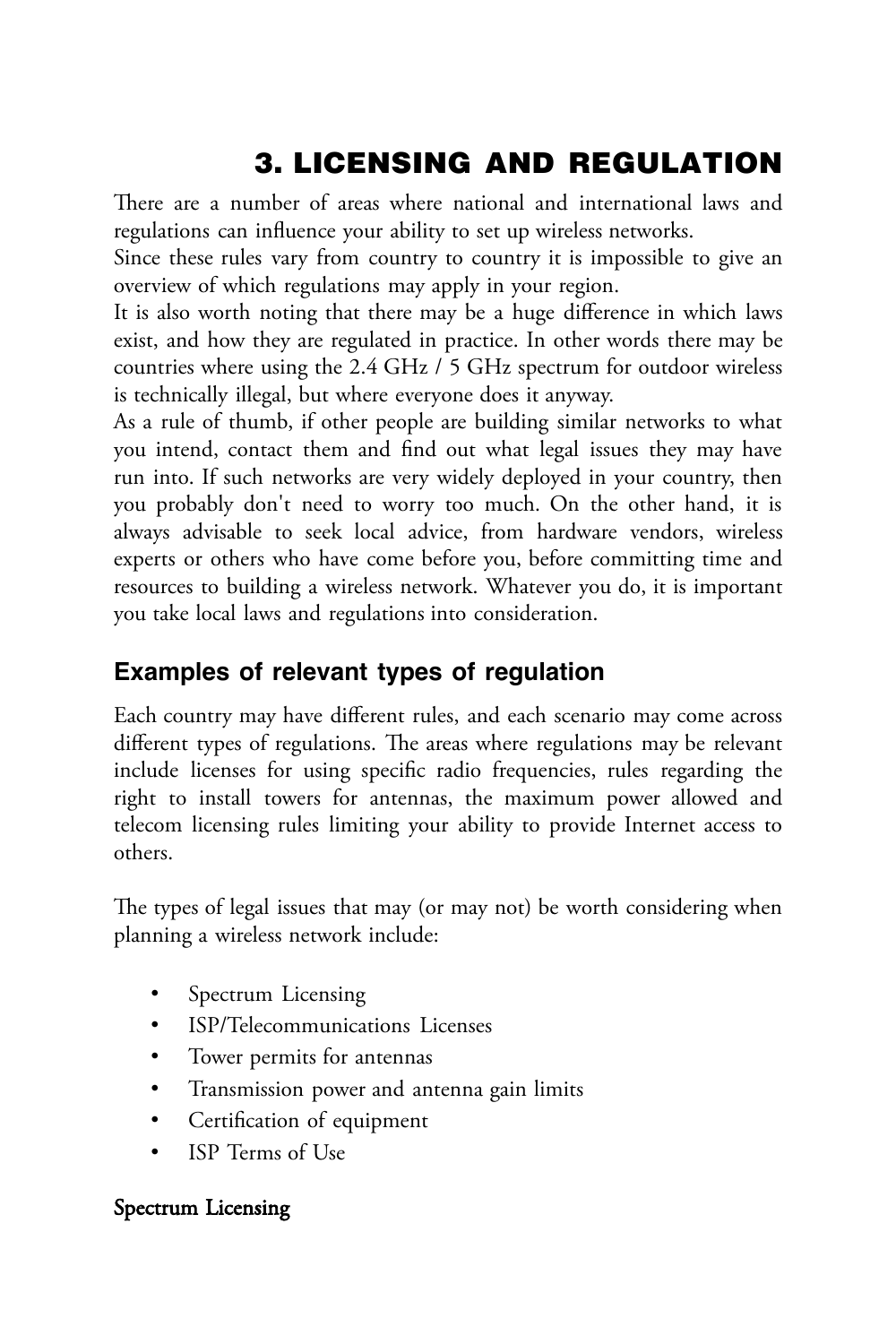# 3. LICENSING AND REGULATION

There are a number of areas where national and international laws and regulations can influence your ability to set up wireless networks.

Since these rules vary from country to country it is impossible to give an overview of which regulations may apply in your region.

It is also worth noting that there may be a huge difference in which laws exist, and how they are regulated in practice. In other words there may be countries where using the 2.4 GHz / 5 GHz spectrum for outdoor wireless is technically illegal, but where everyone does it anyway.

As a rule of thumb, if other people are building similar networks to what you intend, contact them and find out what legal issues they may have run into. If such networks are very widely deployed in your country, then you probably don't need to worry too much. On the other hand, it is always advisable to seek local advice, from hardware vendors, wireless experts or others who have come before you, before committing time and resources to building a wireless network. Whatever you do, it is important you take local laws and regulations into consideration.

## Examples of relevant types of regulation

Each country may have different rules, and each scenario may come across different types of regulations. The areas where regulations may be relevant include licenses for using specific radio frequencies, rules regarding the right to install towers for antennas, the maximum power allowed and telecom licensing rules limiting your ability to provide Internet access to others.

The types of legal issues that may (or may not) be worth considering when planning a wireless network include:

- Spectrum Licensing
- ISP/Telecommunications Licenses
- Tower permits for antennas
- Transmission power and antenna gain limits
- Certification of equipment
- ISP Terms of Use

### Spectrum Licensing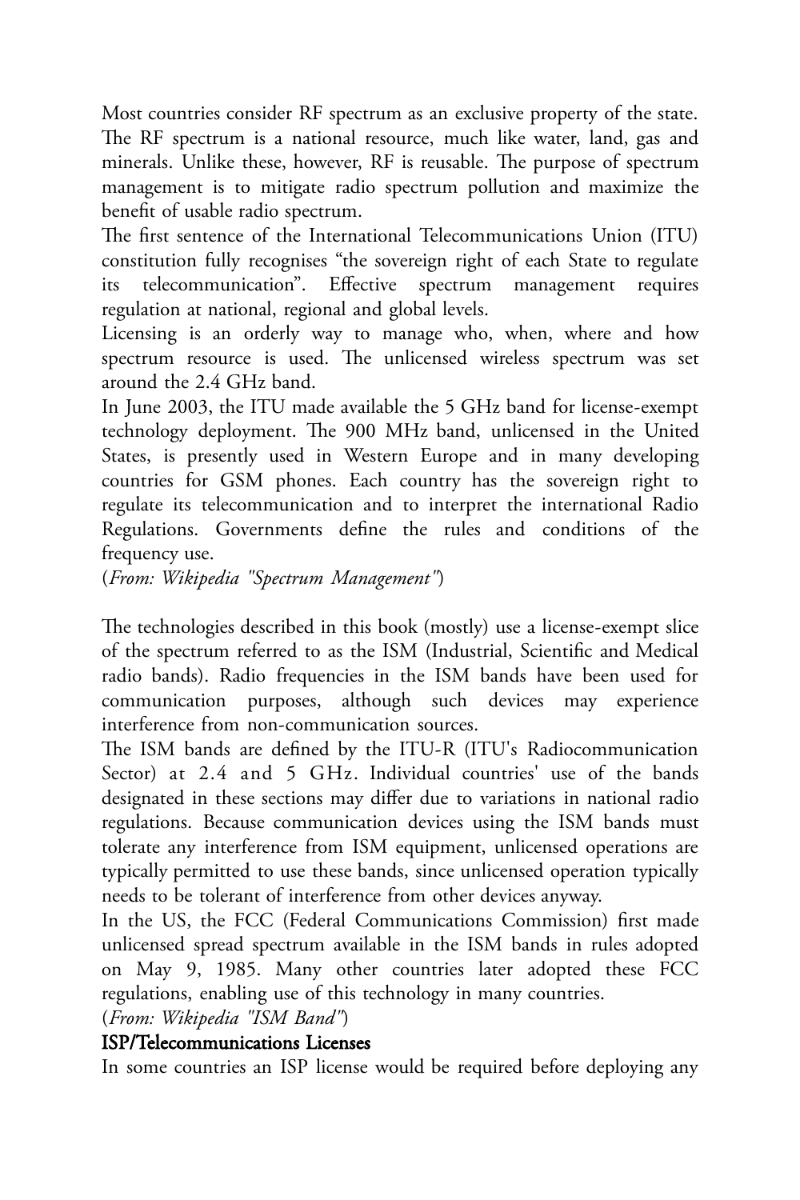Most countries consider RF spectrum as an exclusive property of the state. The RF spectrum is a national resource, much like water, land, gas and minerals. Unlike these, however, RF is reusable. The purpose of spectrum management is to mitigate radio spectrum pollution and maximize the benefit of usable radio spectrum.

The first sentence of the International Telecommunications Union (ITU) constitution fully recognises "the sovereign right of each State to regulate its telecommunication". Effective spectrum management requires regulation at national, regional and global levels.

Licensing is an orderly way to manage who, when, where and how spectrum resource is used. The unlicensed wireless spectrum was set around the 2.4 GHz band.

In June 2003, the ITU made available the 5 GHz band for license-exempt technology deployment. The 900 MHz band, unlicensed in the United States, is presently used in Western Europe and in many developing countries for GSM phones. Each country has the sovereign right to regulate its telecommunication and to interpret the international Radio Regulations. Governments define the rules and conditions of the frequency use.

(*From: Wikipedia "Spectrum Management"*)

The technologies described in this book (mostly) use a license-exempt slice of the spectrum referred to as the ISM (Industrial, Scientific and Medical radio bands). Radio frequencies in the ISM bands have been used for communication purposes, although such devices may experience interference from non-communication sources.

The ISM bands are defined by the ITU-R (ITU's Radiocommunication Sector) at 2.4 and 5 GHz. Individual countries' use of the bands designated in these sections may differ due to variations in national radio regulations. Because communication devices using the ISM bands must tolerate any interference from ISM equipment, unlicensed operations are typically permitted to use these bands, since unlicensed operation typically needs to be tolerant of interference from other devices anyway.

In the US, the FCC (Federal Communications Commission) first made unlicensed spread spectrum available in the ISM bands in rules adopted on May 9, 1985. Many other countries later adopted these FCC regulations, enabling use of this technology in many countries.

(*From: Wikipedia "ISM Band"*)

### ISP/Telecommunications Licenses

In some countries an ISP license would be required before deploying any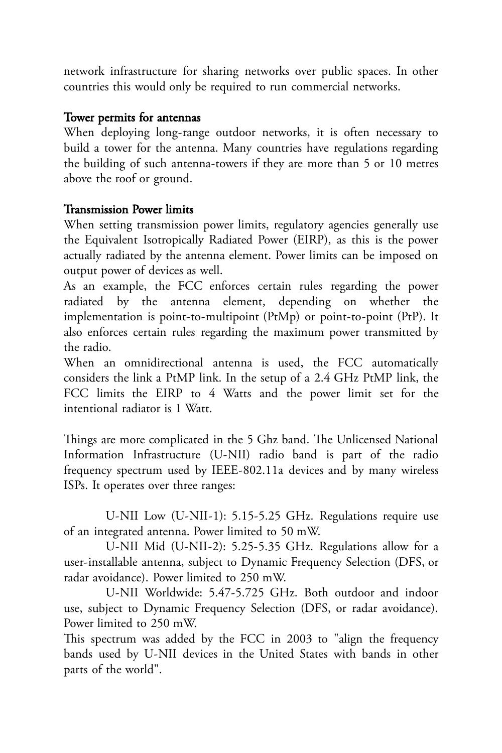network infrastructure for sharing networks over public spaces. In other countries this would only be required to run commercial networks.

### Tower permits for antennas

When deploying long-range outdoor networks, it is often necessary to build a tower for the antenna. Many countries have regulations regarding the building of such antenna-towers if they are more than 5 or 10 metres above the roof or ground.

### Transmission Power limits

When setting transmission power limits, regulatory agencies generally use the Equivalent Isotropically Radiated Power (EIRP), as this is the power actually radiated by the antenna element. Power limits can be imposed on output power of devices as well.

As an example, the FCC enforces certain rules regarding the power radiated by the antenna element, depending on whether the implementation is point-to-multipoint (PtMp) or point-to-point (PtP). It also enforces certain rules regarding the maximum power transmitted by the radio.

When an omnidirectional antenna is used, the FCC automatically considers the link a PtMP link. In the setup of a 2.4 GHz PtMP link, the FCC limits the EIRP to 4 Watts and the power limit set for the intentional radiator is 1 Watt.

Things are more complicated in the 5 Ghz band. The Unlicensed National Information Infrastructure (U-NII) radio band is part of the radio frequency spectrum used by IEEE-802.11a devices and by many wireless ISPs. It operates over three ranges:

U-NII Low (U-NII-1): 5.15-5.25 GHz. Regulations require use of an integrated antenna. Power limited to 50 mW.

U-NII Mid (U-NII-2): 5.25-5.35 GHz. Regulations allow for a user-installable antenna, subject to Dynamic Frequency Selection (DFS, or radar avoidance). Power limited to 250 mW.

U-NII Worldwide: 5.47-5.725 GHz. Both outdoor and indoor use, subject to Dynamic Frequency Selection (DFS, or radar avoidance). Power limited to 250 mW.

This spectrum was added by the FCC in 2003 to "align the frequency bands used by U-NII devices in the United States with bands in other parts of the world".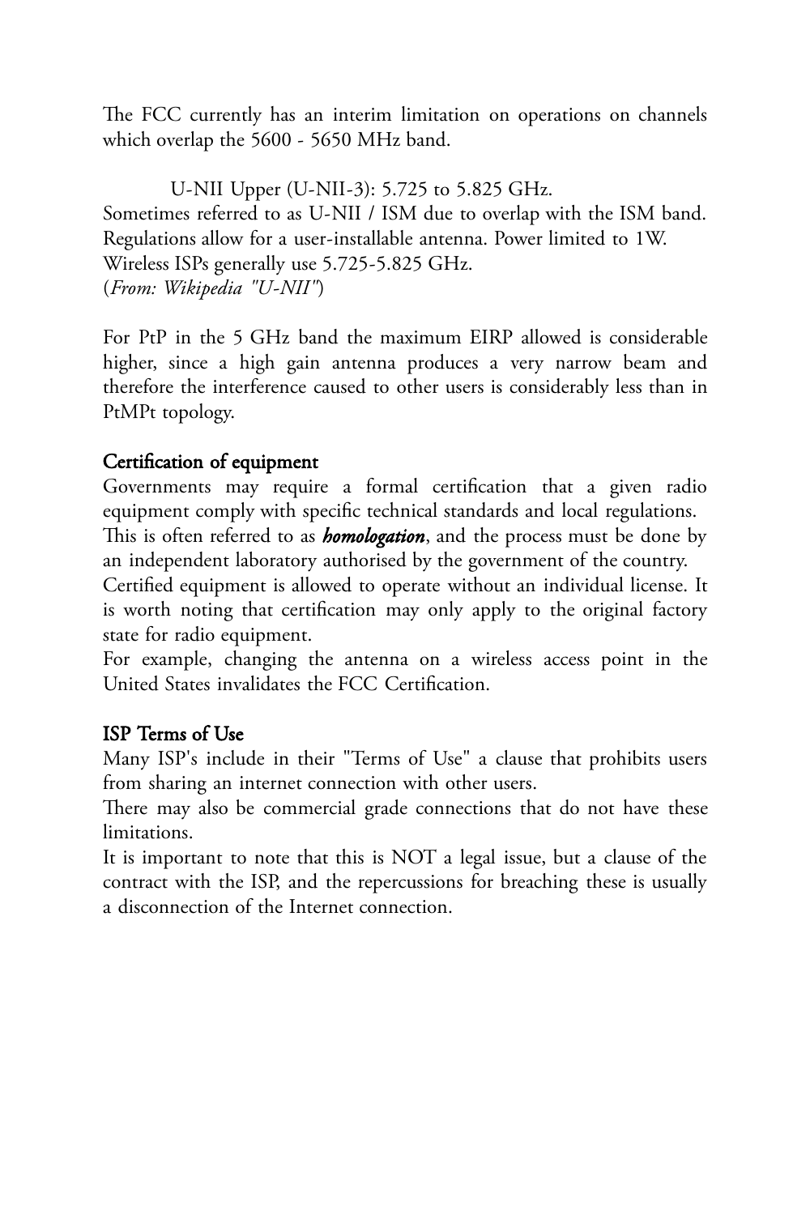The FCC currently has an interim limitation on operations on channels which overlap the 5600 - 5650 MHz band.

U-NII Upper (U-NII-3): 5.725 to 5.825 GHz.
Sometimes referred to as U-NII / ISM due to overlap with the ISM band.
Regulations allow for a user-installable antenna. Power limited to 1W.
Wireless ISPs generally use 5.725-5.825 GHz.
(*From: Wikipedia "U-NII"*)

For PtP in the 5 GHz band the maximum EIRP allowed is considerable higher, since a high gain antenna produces a very narrow beam and therefore the interference caused to other users is considerably less than in PtMPt topology.

## Certification of equipment

Governments may require a formal certification that a given radio equipment comply with specific technical standards and local regulations.
This is often referred to as ***homologation***, and the process must be done by an independent laboratory authorised by the government of the country.
Certified equipment is allowed to operate without an individual license. It is worth noting that certification may only apply to the original factory state for radio equipment.
For example, changing the antenna on a wireless access point in the United States invalidates the FCC Certification.

## ISP Terms of Use

Many ISP's include in their "Terms of Use" a clause that prohibits users from sharing an internet connection with other users.
There may also be commercial grade connections that do not have these limitations.
It is important to note that this is NOT a legal issue, but a clause of the contract with the ISP, and the repercussions for breaching these is usually a disconnection of the Internet connection.